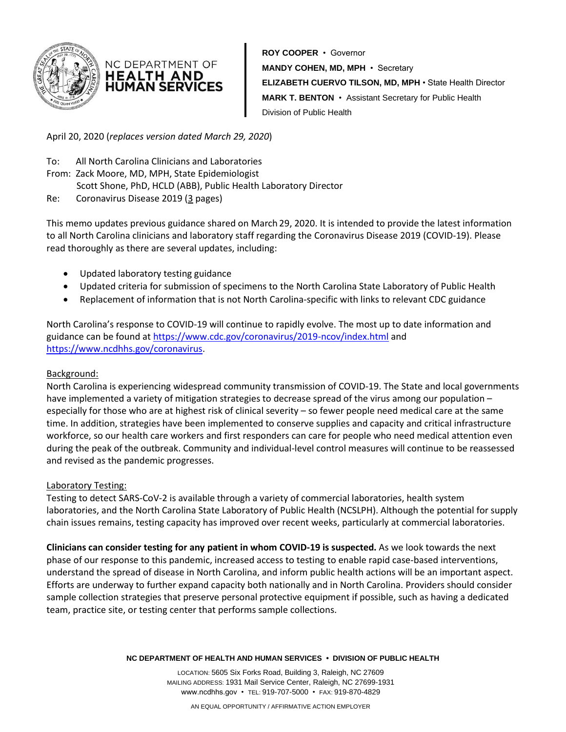NC DEPARTMENT OF **HEALTH AND HUMAN SERVICES**

**ROY COOPER** • Governor
**MANDY COHEN, MD, MPH** • Secretary
**ELIZABETH CUERVO TILSON, MD, MPH** • State Health Director
**MARK T. BENTON** • Assistant Secretary for Public Health
Division of Public Health

April 20, 2020 (*replaces version dated March 29, 2020*)

To: All North Carolina Clinicians and Laboratories
From: Zack Moore, MD, MPH, State Epidemiologist
Scott Shone, PhD, HCLD (ABB), Public Health Laboratory Director
Re: Coronavirus Disease 2019 (3 pages)

This memo updates previous guidance shared on March 29, 2020. It is intended to provide the latest information to all North Carolina clinicians and laboratory staff regarding the Coronavirus Disease 2019 (COVID-19). Please read thoroughly as there are several updates, including:

- Updated laboratory testing guidance
- Updated criteria for submission of specimens to the North Carolina State Laboratory of Public Health
- Replacement of information that is not North Carolina-specific with links to relevant CDC guidance

North Carolina's response to COVID-19 will continue to rapidly evolve. The most up to date information and guidance can be found at https://www.cdc.gov/coronavirus/2019-ncov/index.html and https://www.ncdhhs.gov/coronavirus.

Background:

North Carolina is experiencing widespread community transmission of COVID-19. The State and local governments have implemented a variety of mitigation strategies to decrease spread of the virus among our population – especially for those who are at highest risk of clinical severity – so fewer people need medical care at the same time. In addition, strategies have been implemented to conserve supplies and capacity and critical infrastructure workforce, so our health care workers and first responders can care for people who need medical attention even during the peak of the outbreak. Community and individual-level control measures will continue to be reassessed and revised as the pandemic progresses.

Laboratory Testing:

Testing to detect SARS-CoV-2 is available through a variety of commercial laboratories, health system laboratories, and the North Carolina State Laboratory of Public Health (NCSLPH). Although the potential for supply chain issues remains, testing capacity has improved over recent weeks, particularly at commercial laboratories.

**Clinicians can consider testing for any patient in whom COVID-19 is suspected.** As we look towards the next phase of our response to this pandemic, increased access to testing to enable rapid case-based interventions, understand the spread of disease in North Carolina, and inform public health actions will be an important aspect. Efforts are underway to further expand capacity both nationally and in North Carolina. Providers should consider sample collection strategies that preserve personal protective equipment if possible, such as having a dedicated team, practice site, or testing center that performs sample collections.

**NC DEPARTMENT OF HEALTH AND HUMAN SERVICES • DIVISION OF PUBLIC HEALTH**

LOCATION: 5605 Six Forks Road, Building 3, Raleigh, NC 27609
MAILING ADDRESS: 1931 Mail Service Center, Raleigh, NC 27699-1931
www.ncdhhs.gov • TEL: 919-707-5000 • FAX: 919-870-4829

AN EQUAL OPPORTUNITY / AFFIRMATIVE ACTION EMPLOYER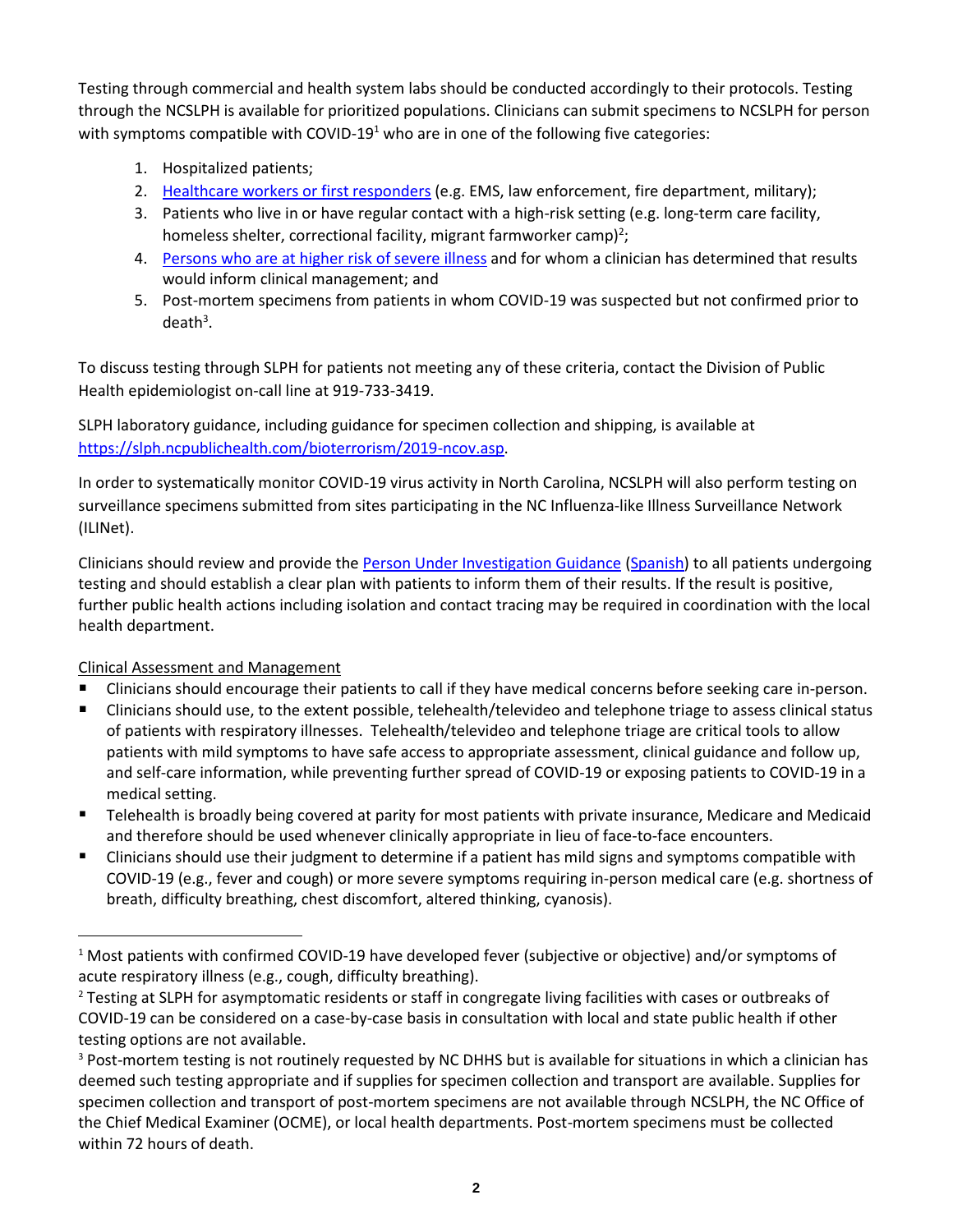Testing through commercial and health system labs should be conducted accordingly to their protocols. Testing through the NCSLPH is available for prioritized populations. Clinicians can submit specimens to NCSLPH for person with symptoms compatible with COVID-19[1] who are in one of the following five categories:

1. Hospitalized patients;
2. Healthcare workers or first responders (e.g. EMS, law enforcement, fire department, military);
3. Patients who live in or have regular contact with a high-risk setting (e.g. long-term care facility, homeless shelter, correctional facility, migrant farmworker camp)[2];
4. Persons who are at higher risk of severe illness and for whom a clinician has determined that results would inform clinical management; and
5. Post-mortem specimens from patients in whom COVID-19 was suspected but not confirmed prior to death[3].

To discuss testing through SLPH for patients not meeting any of these criteria, contact the Division of Public Health epidemiologist on-call line at 919-733-3419.

SLPH laboratory guidance, including guidance for specimen collection and shipping, is available at https://slph.ncpublichealth.com/bioterrorism/2019-ncov.asp.

In order to systematically monitor COVID-19 virus activity in North Carolina, NCSLPH will also perform testing on surveillance specimens submitted from sites participating in the NC Influenza-like Illness Surveillance Network (ILINet).

Clinicians should review and provide the Person Under Investigation Guidance (Spanish) to all patients undergoing testing and should establish a clear plan with patients to inform them of their results. If the result is positive, further public health actions including isolation and contact tracing may be required in coordination with the local health department.

Clinical Assessment and Management

- Clinicians should encourage their patients to call if they have medical concerns before seeking care in-person.
- Clinicians should use, to the extent possible, telehealth/televideo and telephone triage to assess clinical status of patients with respiratory illnesses. Telehealth/televideo and telephone triage are critical tools to allow patients with mild symptoms to have safe access to appropriate assessment, clinical guidance and follow up, and self-care information, while preventing further spread of COVID-19 or exposing patients to COVID-19 in a medical setting.
- Telehealth is broadly being covered at parity for most patients with private insurance, Medicare and Medicaid and therefore should be used whenever clinically appropriate in lieu of face-to-face encounters.
- Clinicians should use their judgment to determine if a patient has mild signs and symptoms compatible with COVID-19 (e.g., fever and cough) or more severe symptoms requiring in-person medical care (e.g. shortness of breath, difficulty breathing, chest discomfort, altered thinking, cyanosis).

---

[1] Most patients with confirmed COVID-19 have developed fever (subjective or objective) and/or symptoms of acute respiratory illness (e.g., cough, difficulty breathing).

[2] Testing at SLPH for asymptomatic residents or staff in congregate living facilities with cases or outbreaks of COVID-19 can be considered on a case-by-case basis in consultation with local and state public health if other testing options are not available.

[3] Post-mortem testing is not routinely requested by NC DHHS but is available for situations in which a clinician has deemed such testing appropriate and if supplies for specimen collection and transport are available. Supplies for specimen collection and transport of post-mortem specimens are not available through NCSLPH, the NC Office of the Chief Medical Examiner (OCME), or local health departments. Post-mortem specimens must be collected within 72 hours of death.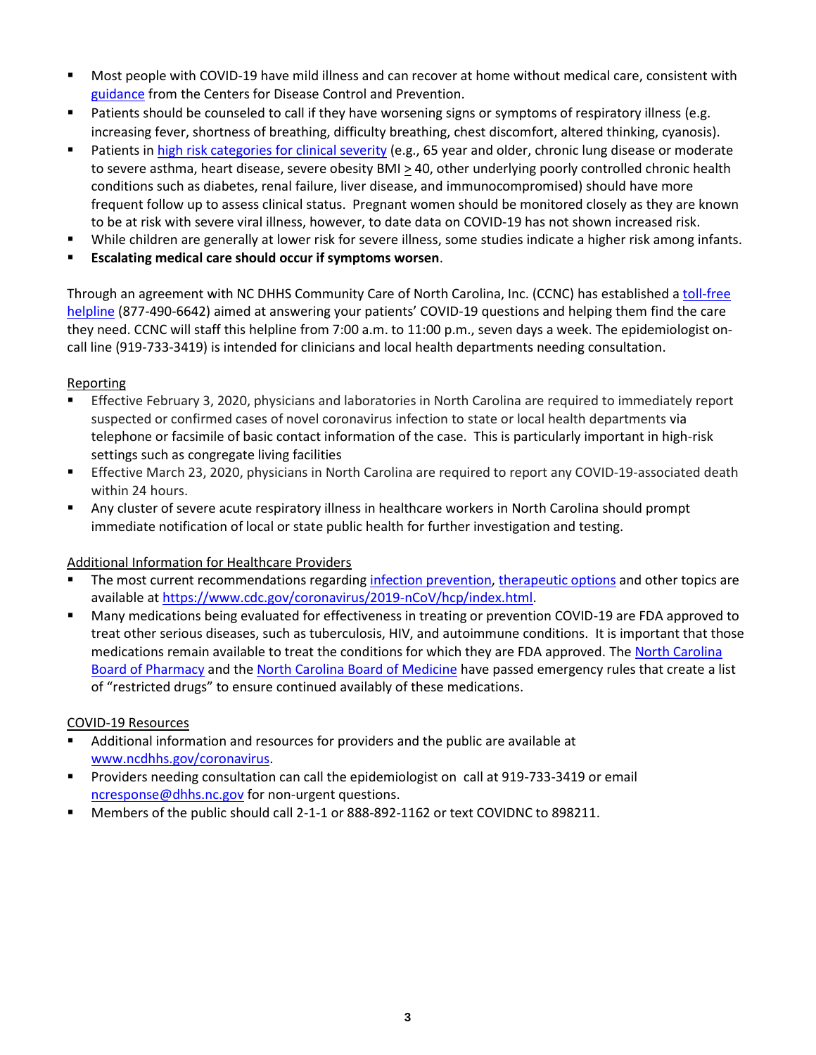- Most people with COVID-19 have mild illness and can recover at home without medical care, consistent with guidance from the Centers for Disease Control and Prevention.
- Patients should be counseled to call if they have worsening signs or symptoms of respiratory illness (e.g. increasing fever, shortness of breathing, difficulty breathing, chest discomfort, altered thinking, cyanosis).
- Patients in high risk categories for clinical severity (e.g., 65 year and older, chronic lung disease or moderate to severe asthma, heart disease, severe obesity BMI $\geq$ 40, other underlying poorly controlled chronic health conditions such as diabetes, renal failure, liver disease, and immunocompromised) should have more frequent follow up to assess clinical status. Pregnant women should be monitored closely as they are known to be at risk with severe viral illness, however, to date data on COVID-19 has not shown increased risk.
- While children are generally at lower risk for severe illness, some studies indicate a higher risk among infants.
- **Escalating medical care should occur if symptoms worsen**.

Through an agreement with NC DHHS Community Care of North Carolina, Inc. (CCNC) has established a toll-free helpline (877-490-6642) aimed at answering your patients' COVID-19 questions and helping them find the care they need. CCNC will staff this helpline from 7:00 a.m. to 11:00 p.m., seven days a week. The epidemiologist on-call line (919-733-3419) is intended for clinicians and local health departments needing consultation.

Reporting

- Effective February 3, 2020, physicians and laboratories in North Carolina are required to immediately report suspected or confirmed cases of novel coronavirus infection to state or local health departments via telephone or facsimile of basic contact information of the case. This is particularly important in high-risk settings such as congregate living facilities
- Effective March 23, 2020, physicians in North Carolina are required to report any COVID-19-associated death within 24 hours.
- Any cluster of severe acute respiratory illness in healthcare workers in North Carolina should prompt immediate notification of local or state public health for further investigation and testing.

Additional Information for Healthcare Providers

- The most current recommendations regarding infection prevention, therapeutic options and other topics are available at https://www.cdc.gov/coronavirus/2019-nCoV/hcp/index.html.
- Many medications being evaluated for effectiveness in treating or prevention COVID-19 are FDA approved to treat other serious diseases, such as tuberculosis, HIV, and autoimmune conditions. It is important that those medications remain available to treat the conditions for which they are FDA approved. The North Carolina Board of Pharmacy and the North Carolina Board of Medicine have passed emergency rules that create a list of "restricted drugs" to ensure continued availably of these medications.

COVID-19 Resources

- Additional information and resources for providers and the public are available at www.ncdhhs.gov/coronavirus.
- Providers needing consultation can call the epidemiologist on call at 919-733-3419 or email ncresponse@dhhs.nc.gov for non-urgent questions.
- Members of the public should call 2-1-1 or 888-892-1162 or text COVIDNC to 898211.